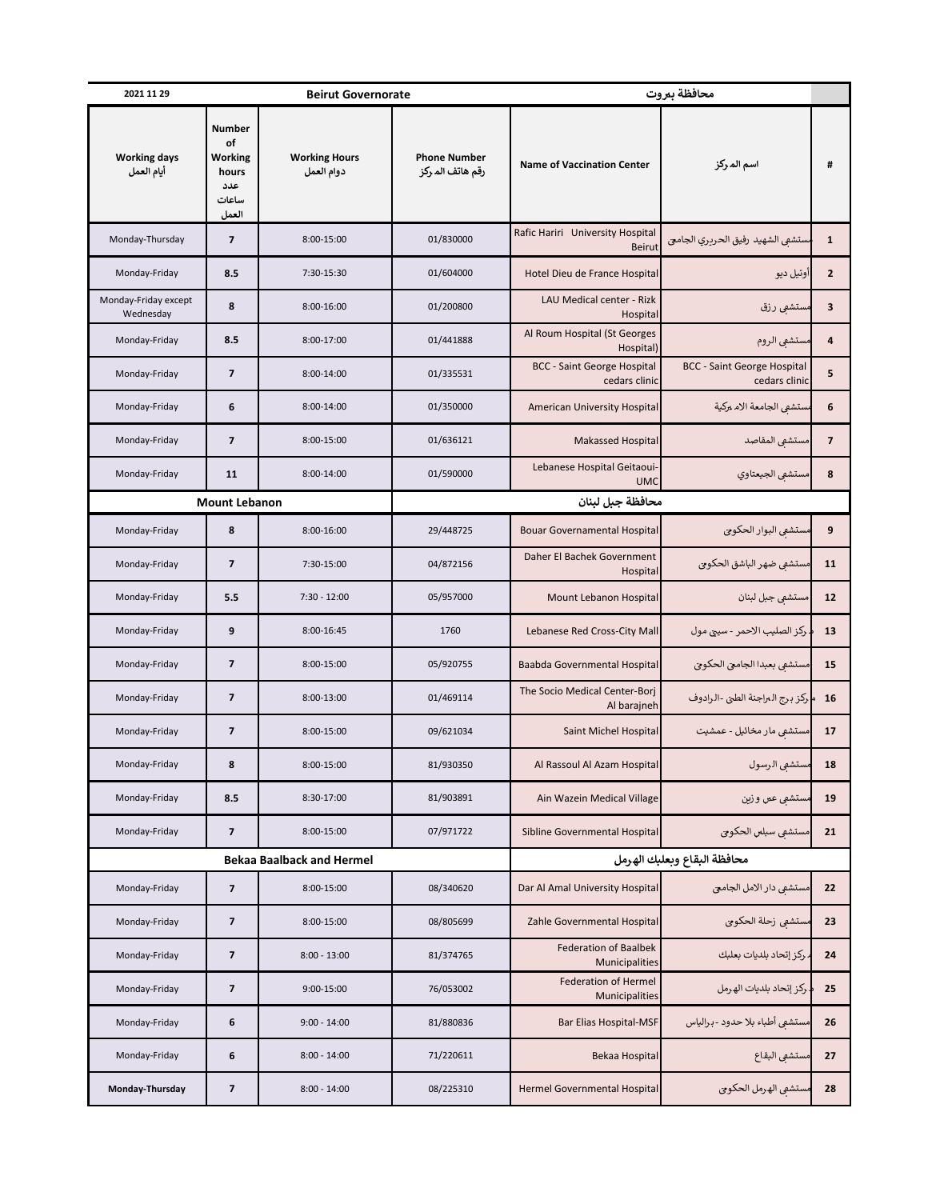| 2021 11 29 | | Beirut Governorate | | محافظة بيروت | | |
|---|---|---|---|---|---|---|
| Working days أيام العمل | Number of Working hours عدد ساعات العمل | Working Hours دوام العمل | Phone Number رقم هاتف المركز | Name of Vaccination Center | اسم المركز | # |
| Monday-Thursday | 7 | 8:00-15:00 | 01/830000 | Rafic Hariri University Hospital Beirut | مستشفى الشهيد رفيق الحريري الجامعي | 1 |
| Monday-Friday | 8.5 | 7:30-15:30 | 01/604000 | Hotel Dieu de France Hospital | أوتيل ديو | 2 |
| Monday-Friday except Wednesday | 8 | 8:00-16:00 | 01/200800 | LAU Medical center - Rizk Hospital | مستشفى رزق | 3 |
| Monday-Friday | 8.5 | 8:00-17:00 | 01/441888 | Al Roum Hospital (St Georges Hospital) | مستشفى الروم | 4 |
| Monday-Friday | 7 | 8:00-14:00 | 01/335531 | BCC - Saint George Hospital cedars clinic | BCC - Saint George Hospital cedars clinic | 5 |
| Monday-Friday | 6 | 8:00-14:00 | 01/350000 | American University Hospital | مستشفى الجامعة الاميركية | 6 |
| Monday-Friday | 7 | 8:00-15:00 | 01/636121 | Makassed Hospital | مستشفى المقاصد | 7 |
| Monday-Friday | 11 | 8:00-14:00 | 01/590000 | Lebanese Hospital Geitaoui-UMC | مستشفى الجعيتاوي | 8 |
| Mount Lebanon | | | | محافظة جبل لبنان | | |
| Monday-Friday | 8 | 8:00-16:00 | 29/448725 | Bouar Governamental Hospital | مستشفى البوار الحكومي | 9 |
| Monday-Friday | 7 | 7:30-15:00 | 04/872156 | Daher El Bachek Government Hospital | مستشفى ضهر الباشق الحكومي | 11 |
| Monday-Friday | 5.5 | 7:30 - 12:00 | 05/957000 | Mount Lebanon Hospital | مستشفى جبل لبنان | 12 |
| Monday-Friday | 9 | 8:00-16:45 | 1760 | Lebanese Red Cross-City Mall | مركز الصليب الاحمر - سيتي مول | 13 |
| Monday-Friday | 7 | 8:00-15:00 | 05/920755 | Baabda Governmental Hospital | مستشفى بعبدا الجامعي الحكومي | 15 |
| Monday-Friday | 7 | 8:00-13:00 | 01/469114 | The Socio Medical Center-Borj Al barajneh | مركز برج البراجنة الطبي -الرادوف | 16 |
| Monday-Friday | 7 | 8:00-15:00 | 09/621034 | Saint Michel Hospital | مستشفى مار مخائيل - عمشيت | 17 |
| Monday-Friday | 8 | 8:00-15:00 | 81/930350 | Al Rassoul Al Azam Hospital | مستشفى الرسول | 18 |
| Monday-Friday | 8.5 | 8:30-17:00 | 81/903891 | Ain Wazein Medical Village | مستشفى عين وزين | 19 |
| Monday-Friday | 7 | 8:00-15:00 | 07/971722 | Sibline Governmental Hospital | مستشفى سبلين الحكومي | 21 |
| Bekaa Baalback and Hermel | | | | محافظة البقاع وبعلبك الهرمل | | |
| Monday-Friday | 7 | 8:00-15:00 | 08/340620 | Dar Al Amal University Hospital | مستشفى دار الامل الجامعي | 22 |
| Monday-Friday | 7 | 8:00-15:00 | 08/805699 | Zahle Governmental Hospital | مستشفى زحلة الحكومي | 23 |
| Monday-Friday | 7 | 8:00 - 13:00 | 81/374765 | Federation of Baalbek Municipalities | مركز إتحاد بلديات بعلبك | 24 |
| Monday-Friday | 7 | 9:00-15:00 | 76/053002 | Federation of Hermel Municipalities | مركز إتحاد بلديات الهرمل | 25 |
| Monday-Friday | 6 | 9:00 - 14:00 | 81/880836 | Bar Elias Hospital-MSF | مستشفى أطباء بلا حدود - برالياس | 26 |
| Monday-Friday | 6 | 8:00 - 14:00 | 71/220611 | Bekaa Hospital | مستشفى البقاع | 27 |
| **Monday-Thursday** | 7 | 8:00 - 14:00 | 08/225310 | Hermel Governmental Hospital | مستشفى الهرمل الحكومي | 28 |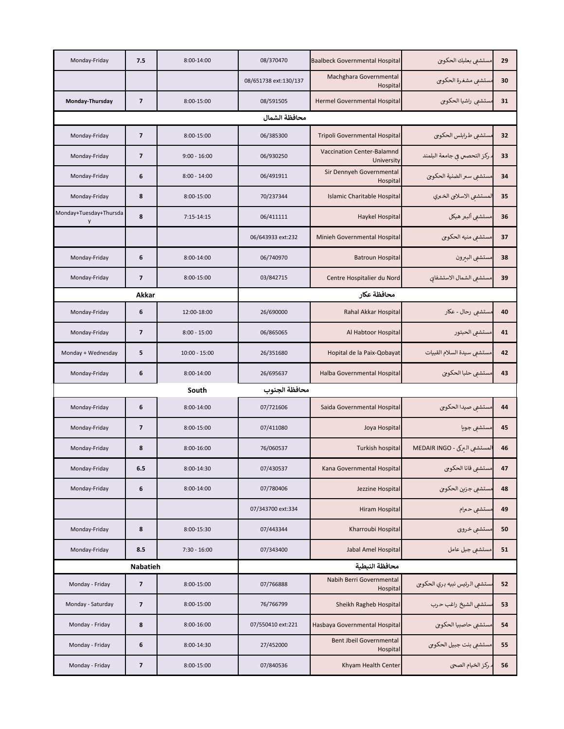| | | | | | | |
|---|---|---|---|---|---|---|
| Monday-Friday | 7.5 | 8:00-14:00 | 08/370470 | Baalbeck Governmental Hospital | مستشفى بعلبك الحكومي | 29 |
| | | | 08/651738 ext:130/137 | Machghara Governmental Hospital | مستشفى مشغرة الحكومي | 30 |
| **Monday-Thursday** | 7 | 8:00-15:00 | 08/591505 | Hermel Governmental Hospital | مستشفى راشيا الحكومي | 31 |
| | | | **محافظة الشمال** | | | |
| Monday-Friday | 7 | 8:00-15:00 | 06/385300 | Tripoli Governmental Hospital | مستشفى طرابلس الحكومي | 32 |
| Monday-Friday | 7 | 9:00 - 16:00 | 06/930250 | Vaccination Center-Balamnd University | مركز التحصين في جامعة البلمند | 33 |
| Monday-Friday | 6 | 8:00 - 14:00 | 06/491911 | Sir Dennyeh Governmental Hospital | مستشفى سير الضنية الحكومي | 34 |
| Monday-Friday | 8 | 8:00-15:00 | 70/237344 | Islamic Charitable Hospital | المستشفى الاسلامي الخيري | 35 |
| Monday+Tuesday+Thursday | 8 | 7:15-14:15 | 06/411111 | Haykel Hospital | مستشفى ألبير هيكل | 36 |
| | | | 06/643933 ext:232 | Minieh Governmental Hospital | مستشفى منيه الحكومي | 37 |
| Monday-Friday | 6 | 8:00-14:00 | 06/740970 | Batroun Hospital | مستشفى البترون | 38 |
| Monday-Friday | 7 | 8:00-15:00 | 03/842715 | Centre Hospitalier du Nord | مستشفى الشمال الاستشفائي | 39 |
| | **Akkar** | | | **محافظة عكار** | | |
| Monday-Friday | 6 | 12:00-18:00 | 26/690000 | Rahal Akkar Hospital | مستشفى رحال - عكار | 40 |
| Monday-Friday | 7 | 8:00 - 15:00 | 06/865065 | Al Habtoor Hospital | مستشفى الحبتور | 41 |
| Monday + Wednesday | 5 | 10:00 - 15:00 | 26/351680 | Hopital de la Paix-Qobayat | مستشفى سيدة السلام القبيات | 42 |
| Monday-Friday | 6 | 8:00-14:00 | 26/695637 | Halba Governmental Hospital | مستشفى حلبا الحكومي | 43 |
| | | **South** | **محافظة الجنوب** | | | |
| Monday-Friday | 6 | 8:00-14:00 | 07/721606 | Saida Governmental Hospital | مستشفى صيدا الحكومي | 44 |
| Monday-Friday | 7 | 8:00-15:00 | 07/411080 | Joya Hospital | مستشفى جويا | 45 |
| Monday-Friday | 8 | 8:00-16:00 | 76/060537 | Turkish hospital | المستشفى التركي - MEDAIR INGO | 46 |
| Monday-Friday | 6.5 | 8:00-14:30 | 07/430537 | Kana Governmental Hospital | مستشفى قانا الحكومي | 47 |
| Monday-Friday | 6 | 8:00-14:00 | 07/780406 | Jezzine Hospital | مستشفى جزين الحكومي | 48 |
| | | | 07/343700 ext:334 | Hiram Hospital | مستشفى حيرام | 49 |
| Monday-Friday | 8 | 8:00-15:30 | 07/443344 | Kharroubi Hospital | مستشفى خروبي | 50 |
| Monday-Friday | 8.5 | 7:30 - 16:00 | 07/343400 | Jabal Amel Hospital | مستشفى جبل عامل | 51 |
| | **Nabatieh** | | | **محافظة النبطية** | | |
| Monday - Friday | 7 | 8:00-15:00 | 07/766888 | Nabih Berri Governmental Hospital | مستشفى الرئيس نبيه بري الحكومي | 52 |
| Monday - Saturday | 7 | 8:00-15:00 | 76/766799 | Sheikh Ragheb Hospital | مستشفى الشيخ راغب حرب | 53 |
| Monday - Friday | 8 | 8:00-16:00 | 07/550410 ext:221 | Hasbaya Governmental Hospital | مستشفى حاصبيا الحكومي | 54 |
| Monday - Friday | 6 | 8:00-14:30 | 27/452000 | Bent Jbeil Governmental Hospital | مستشفى بنت جبيل الحكومي | 55 |
| Monday - Friday | 7 | 8:00-15:00 | 07/840536 | Khyam Health Center | مركز الخيام الصحي | 56 |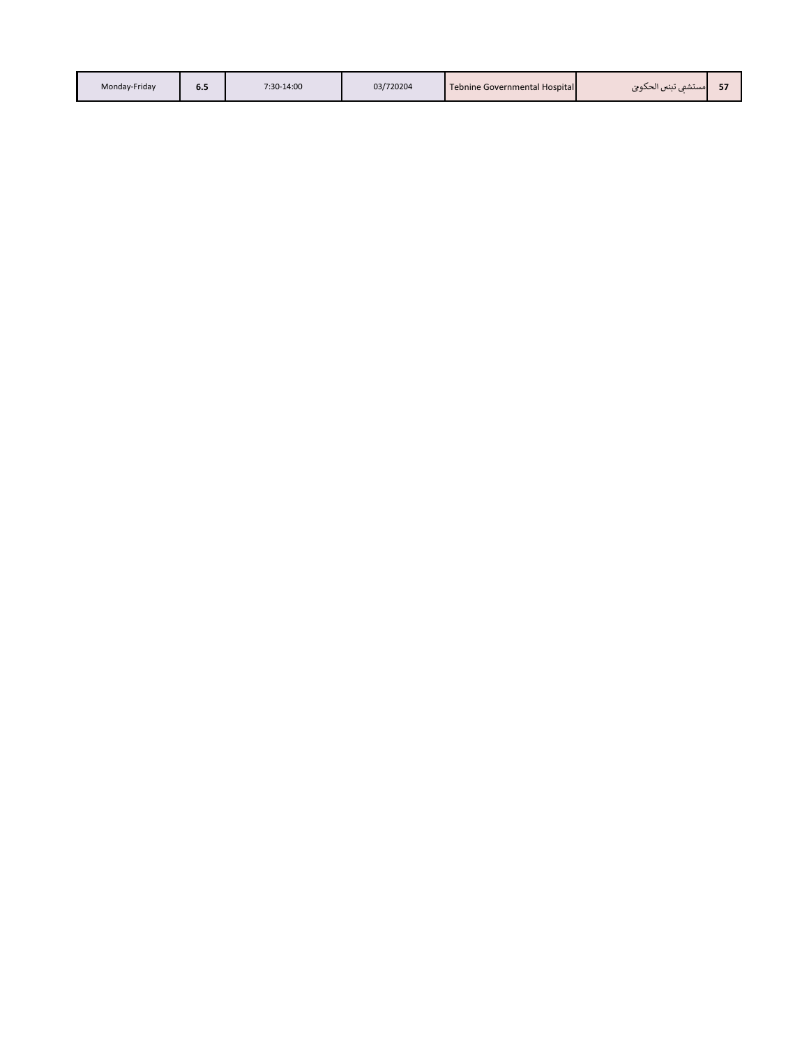| | | | | | | |
|---|---|---|---|---|---|---|
| Monday-Friday | 6.5 | 7:30-14:00 | 03/720204 | Tebnine Governmental Hospital | مستشفى تبنين الحكومي | 57 |